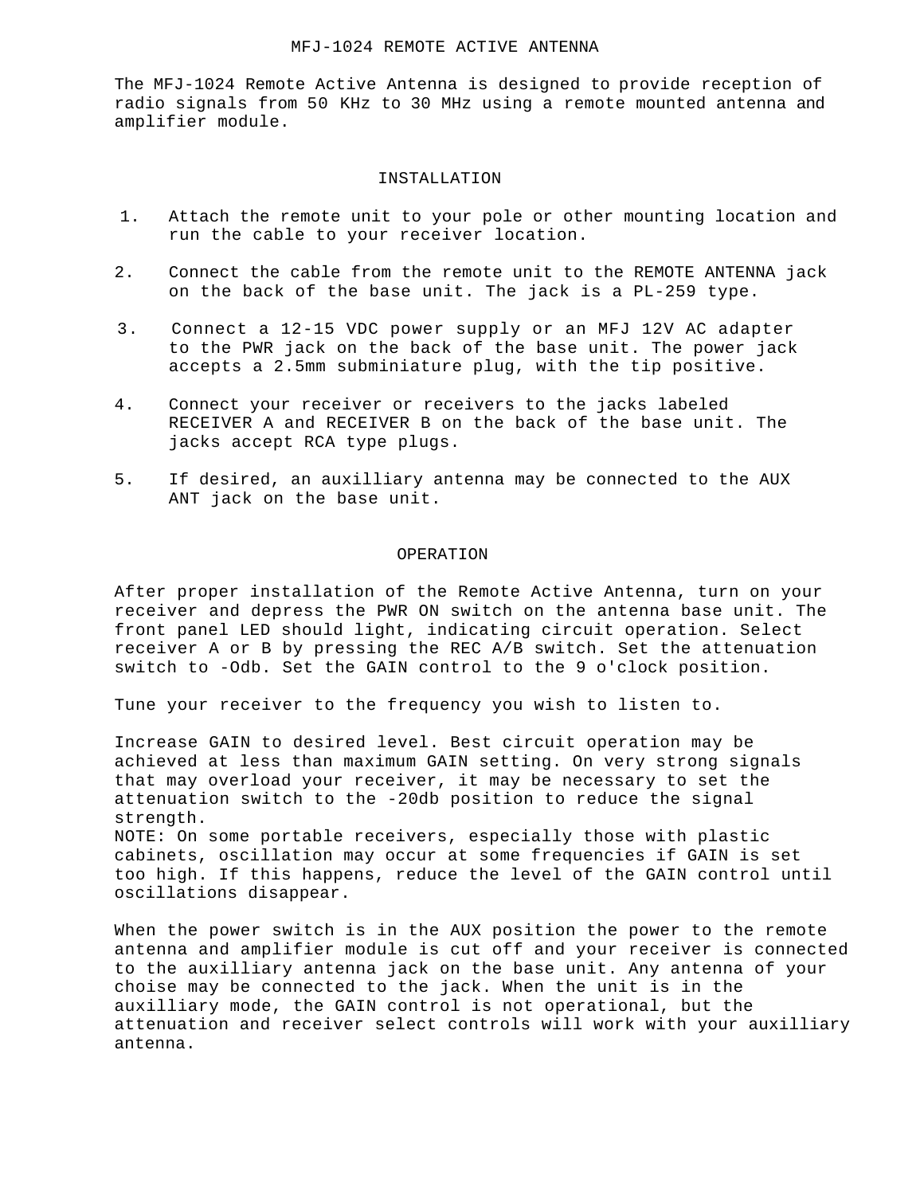# MFJ-1024 REMOTE ACTIVE ANTENNA

The MFJ-1024 Remote Active Antenna is designed to provide reception of radio signals from 50 KHz to 30 MHz using a remote mounted antenna and amplifier module.

## INSTALLATION

1. Attach the remote unit to your pole or other mounting location and run the cable to your receiver location.
2. Connect the cable from the remote unit to the REMOTE ANTENNA jack on the back of the base unit. The jack is a PL-259 type.
3. Connect a 12-15 VDC power supply or an MFJ 12V AC adapter to the PWR jack on the back of the base unit. The power jack accepts a 2.5mm subminiature plug, with the tip positive.
4. Connect your receiver or receivers to the jacks labeled RECEIVER A and RECEIVER B on the back of the base unit. The jacks accept RCA type plugs.
5. If desired, an auxilliary antenna may be connected to the AUX ANT jack on the base unit.

## OPERATION

After proper installation of the Remote Active Antenna, turn on your receiver and depress the PWR ON switch on the antenna base unit. The front panel LED should light, indicating circuit operation. Select receiver A or B by pressing the REC A/B switch. Set the attenuation switch to -Odb. Set the GAIN control to the 9 o'clock position.

Tune your receiver to the frequency you wish to listen to.

Increase GAIN to desired level. Best circuit operation may be achieved at less than maximum GAIN setting. On very strong signals that may overload your receiver, it may be necessary to set the attenuation switch to the -20db position to reduce the signal strength.
NOTE: On some portable receivers, especially those with plastic cabinets, oscillation may occur at some frequencies if GAIN is set too high. If this happens, reduce the level of the GAIN control until oscillations disappear.

When the power switch is in the AUX position the power to the remote antenna and amplifier module is cut off and your receiver is connected to the auxilliary antenna jack on the base unit. Any antenna of your choise may be connected to the jack. When the unit is in the auxilliary mode, the GAIN control is not operational, but the attenuation and receiver select controls will work with your auxilliary antenna.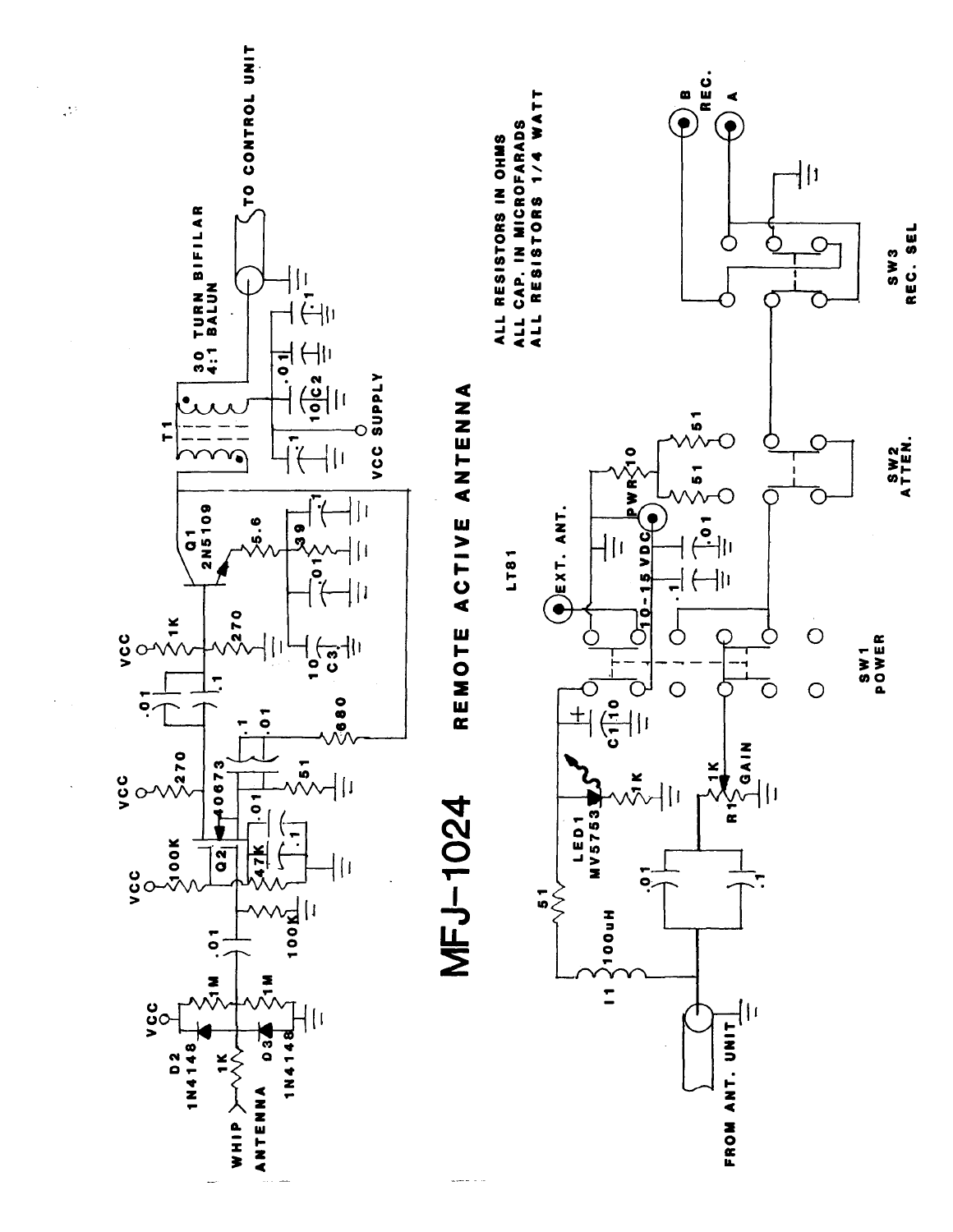# MFJ-1024

## REMOTE ACTIVE ANTENNA

ALL RESISTORS IN OHMS
ALL CAP. IN MICROFARADS
ALL RESISTORS 1/4 WATT

WHIP ANTENNA
1K
D2 1N4148
D3 1N4148
VCC
1M
1M
.01
100K
100K
47K
Q2 40673
270
51
.01
.1
.1
.01
680
VCC
1K
270
.01
.1
Q1 2N5109
5.6
39
.01
.1
10 C3
T1
30 TURN BIFILAR 4:1 BALUN
.1
10 C2
.01
.1
VCC SUPPLY
TO CONTROL UNIT

FROM ANT. UNIT
L1 100uH
51
LED1 MV5753
1K
.01
.1
1K GAIN R1
C1 10
EXT. ANT.
LT81
10-15 VDC
PWR
10
.1
.01
51
51
SW1 POWER
SW2 ATTEN.
SW3 REC. SEL
REC. A
B